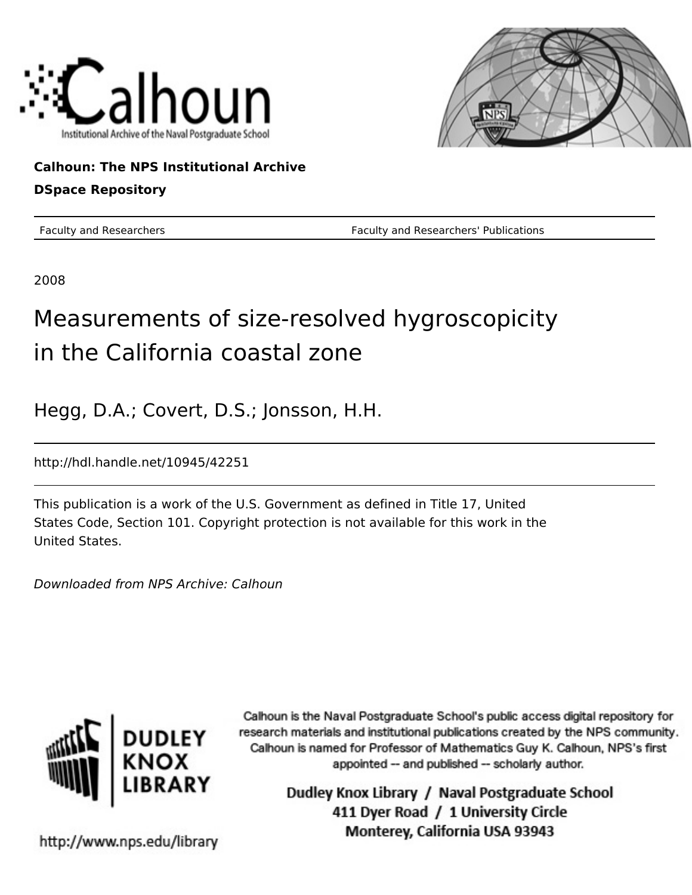Calhoun: The NPS Institutional Archive

DSpace Repository

Faculty and Researchers — Faculty and Researchers' Publications

2008

# Measurements of size-resolved hygroscopicity in the California coastal zone

Hegg, D.A.; Covert, D.S.; Jonsson, H.H.

http://hdl.handle.net/10945/42251

This publication is a work of the U.S. Government as defined in Title 17, United States Code, Section 101. Copyright protection is not available for this work in the United States.

*Downloaded from NPS Archive: Calhoun*

DUDLEY KNOX LIBRARY

Calhoun is the Naval Postgraduate School's public access digital repository for research materials and institutional publications created by the NPS community. Calhoun is named for Professor of Mathematics Guy K. Calhoun, NPS's first appointed -- and published -- scholarly author.

Dudley Knox Library / Naval Postgraduate School
411 Dyer Road / 1 University Circle
Monterey, California USA 93943

http://www.nps.edu/library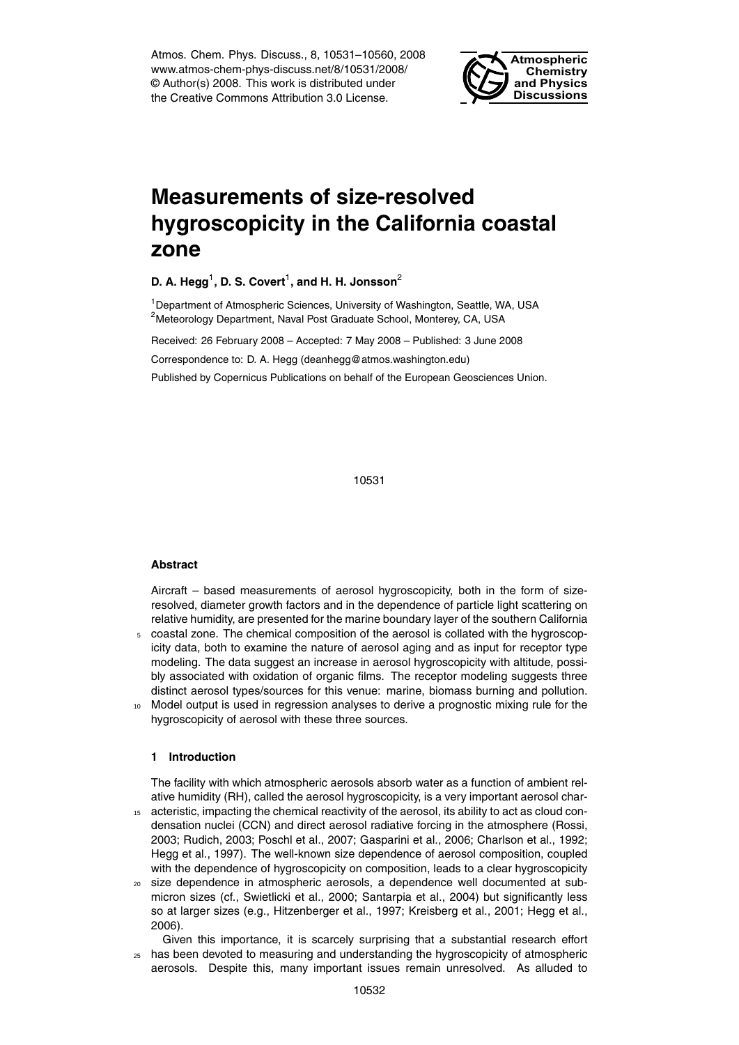Atmos. Chem. Phys. Discuss., 8, 10531–10560, 2008
www.atmos-chem-phys-discuss.net/8/10531/2008/
© Author(s) 2008. This work is distributed under
the Creative Commons Attribution 3.0 License.

**Atmospheric Chemistry and Physics Discussions**

# Measurements of size-resolved hygroscopicity in the California coastal zone

**D. A. Hegg[1], D. S. Covert[1], and H. H. Jonsson[2]**

[1]Department of Atmospheric Sciences, University of Washington, Seattle, WA, USA
[2]Meteorology Department, Naval Post Graduate School, Monterey, CA, USA

Received: 26 February 2008 – Accepted: 7 May 2008 – Published: 3 June 2008

Correspondence to: D. A. Hegg (deanhegg@atmos.washington.edu)

Published by Copernicus Publications on behalf of the European Geosciences Union.

## Abstract

Aircraft – based measurements of aerosol hygroscopicity, both in the form of size-resolved, diameter growth factors and in the dependence of particle light scattering on relative humidity, are presented for the marine boundary layer of the southern California coastal zone. The chemical composition of the aerosol is collated with the hygroscopicity data, both to examine the nature of aerosol aging and as input for receptor type modeling. The data suggest an increase in aerosol hygroscopicity with altitude, possibly associated with oxidation of organic films. The receptor modeling suggests three distinct aerosol types/sources for this venue: marine, biomass burning and pollution. Model output is used in regression analyses to derive a prognostic mixing rule for the hygroscopicity of aerosol with these three sources.

## 1 Introduction

The facility with which atmospheric aerosols absorb water as a function of ambient relative humidity (RH), called the aerosol hygroscopicity, is a very important aerosol characteristic, impacting the chemical reactivity of the aerosol, its ability to act as cloud condensation nuclei (CCN) and direct aerosol radiative forcing in the atmosphere (Rossi, 2003; Rudich, 2003; Poschl et al., 2007; Gasparini et al., 2006; Charlson et al., 1992; Hegg et al., 1997). The well-known size dependence of aerosol composition, coupled with the dependence of hygroscopicity on composition, leads to a clear hygroscopicity size dependence in atmospheric aerosols, a dependence well documented at submicron sizes (cf., Swietlicki et al., 2000; Santarpia et al., 2004) but significantly less so at larger sizes (e.g., Hitzenberger et al., 1997; Kreisberg et al., 2001; Hegg et al., 2006).

Given this importance, it is scarcely surprising that a substantial research effort has been devoted to measuring and understanding the hygroscopicity of atmospheric aerosols. Despite this, many important issues remain unresolved. As alluded to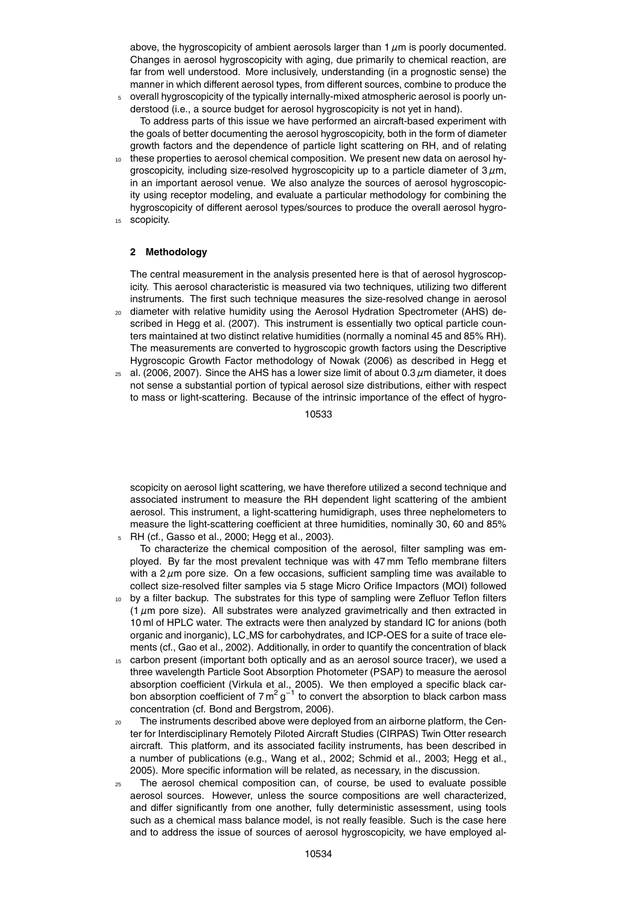above, the hygroscopicity of ambient aerosols larger than 1 $\mu$m is poorly documented. Changes in aerosol hygroscopicity with aging, due primarily to chemical reaction, are far from well understood. More inclusively, understanding (in a prognostic sense) the manner in which different aerosol types, from different sources, combine to produce the overall hygroscopicity of the typically internally-mixed atmospheric aerosol is poorly understood (i.e., a source budget for aerosol hygroscopicity is not yet in hand).

To address parts of this issue we have performed an aircraft-based experiment with the goals of better documenting the aerosol hygroscopicity, both in the form of diameter growth factors and the dependence of particle light scattering on RH, and of relating these properties to aerosol chemical composition. We present new data on aerosol hygroscopicity, including size-resolved hygroscopicity up to a particle diameter of 3 $\mu$m, in an important aerosol venue. We also analyze the sources of aerosol hygroscopicity using receptor modeling, and evaluate a particular methodology for combining the hygroscopicity of different aerosol types/sources to produce the overall aerosol hygroscopicity.

## 2 Methodology

The central measurement in the analysis presented here is that of aerosol hygroscopicity. This aerosol characteristic is measured via two techniques, utilizing two different instruments. The first such technique measures the size-resolved change in aerosol diameter with relative humidity using the Aerosol Hydration Spectrometer (AHS) described in Hegg et al. (2007). This instrument is essentially two optical particle counters maintained at two distinct relative humidities (normally a nominal 45 and 85% RH). The measurements are converted to hygroscopic growth factors using the Descriptive Hygroscopic Growth Factor methodology of Nowak (2006) as described in Hegg et al. (2006, 2007). Since the AHS has a lower size limit of about 0.3 $\mu$m diameter, it does not sense a substantial portion of typical aerosol size distributions, either with respect to mass or light-scattering. Because of the intrinsic importance of the effect of hygroscopicity on aerosol light scattering, we have therefore utilized a second technique and associated instrument to measure the RH dependent light scattering of the ambient aerosol. This instrument, a light-scattering humidigraph, uses three nephelometers to measure the light-scattering coefficient at three humidities, nominally 30, 60 and 85% RH (cf., Gasso et al., 2000; Hegg et al., 2003).

To characterize the chemical composition of the aerosol, filter sampling was employed. By far the most prevalent technique was with 47 mm Teflo membrane filters with a 2 $\mu$m pore size. On a few occasions, sufficient sampling time was available to collect size-resolved filter samples via 5 stage Micro Orifice Impactors (MOI) followed by a filter backup. The substrates for this type of sampling were Zefluor Teflon filters (1 $\mu$m pore size). All substrates were analyzed gravimetrically and then extracted in 10 ml of HPLC water. The extracts were then analyzed by standard IC for anions (both organic and inorganic), LC_MS for carbohydrates, and ICP-OES for a suite of trace elements (cf., Gao et al., 2002). Additionally, in order to quantify the concentration of black carbon present (important both optically and as an aerosol source tracer), we used a three wavelength Particle Soot Absorption Photometer (PSAP) to measure the aerosol absorption coefficient (Virkula et al., 2005). We then employed a specific black carbon absorption coefficient of 7 $m^2 g^{-1}$ to convert the absorption to black carbon mass concentration (cf. Bond and Bergstrom, 2006).

The instruments described above were deployed from an airborne platform, the Center for Interdisciplinary Remotely Piloted Aircraft Studies (CIRPAS) Twin Otter research aircraft. This platform, and its associated facility instruments, has been described in a number of publications (e.g., Wang et al., 2002; Schmid et al., 2003; Hegg et al., 2005). More specific information will be related, as necessary, in the discussion.

The aerosol chemical composition can, of course, be used to evaluate possible aerosol sources. However, unless the source compositions are well characterized, and differ significantly from one another, fully deterministic assessment, using tools such as a chemical mass balance model, is not really feasible. Such is the case here and to address the issue of sources of aerosol hygroscopicity, we have employed al-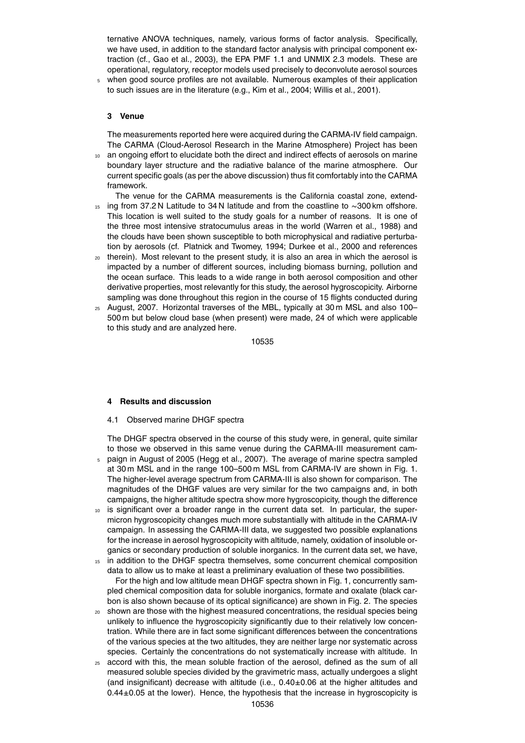ternative ANOVA techniques, namely, various forms of factor analysis. Specifically, we have used, in addition to the standard factor analysis with principal component extraction (cf., Gao et al., 2003), the EPA PMF 1.1 and UNMIX 2.3 models. These are operational, regulatory, receptor models used precisely to deconvolute aerosol sources when good source profiles are not available. Numerous examples of their application to such issues are in the literature (e.g., Kim et al., 2004; Willis et al., 2001).

## 3 Venue

The measurements reported here were acquired during the CARMA-IV field campaign. The CARMA (Cloud-Aerosol Research in the Marine Atmosphere) Project has been an ongoing effort to elucidate both the direct and indirect effects of aerosols on marine boundary layer structure and the radiative balance of the marine atmosphere. Our current specific goals (as per the above discussion) thus fit comfortably into the CARMA framework.

The venue for the CARMA measurements is the California coastal zone, extending from 37.2 N Latitude to 34 N latitude and from the coastline to ∼300 km offshore. This location is well suited to the study goals for a number of reasons. It is one of the three most intensive stratocumulus areas in the world (Warren et al., 1988) and the clouds have been shown susceptible to both microphysical and radiative perturbation by aerosols (cf. Platnick and Twomey, 1994; Durkee et al., 2000 and references therein). Most relevant to the present study, it is also an area in which the aerosol is impacted by a number of different sources, including biomass burning, pollution and the ocean surface. This leads to a wide range in both aerosol composition and other derivative properties, most relevantly for this study, the aerosol hygroscopicity. Airborne sampling was done throughout this region in the course of 15 flights conducted during August, 2007. Horizontal traverses of the MBL, typically at 30 m MSL and also 100–500 m but below cloud base (when present) were made, 24 of which were applicable to this study and are analyzed here.

## 4 Results and discussion

### 4.1 Observed marine DHGF spectra

The DHGF spectra observed in the course of this study were, in general, quite similar to those we observed in this same venue during the CARMA-III measurement campaign in August of 2005 (Hegg et al., 2007). The average of marine spectra sampled at 30 m MSL and in the range 100–500 m MSL from CARMA-IV are shown in Fig. 1. The higher-level average spectrum from CARMA-III is also shown for comparison. The magnitudes of the DHGF values are very similar for the two campaigns and, in both campaigns, the higher altitude spectra show more hygroscopicity, though the difference is significant over a broader range in the current data set. In particular, the supermicron hygroscopicity changes much more substantially with altitude in the CARMA-IV campaign. In assessing the CARMA-III data, we suggested two possible explanations for the increase in aerosol hygroscopicity with altitude, namely, oxidation of insoluble organics or secondary production of soluble inorganics. In the current data set, we have, in addition to the DHGF spectra themselves, some concurrent chemical composition data to allow us to make at least a preliminary evaluation of these two possibilities.

For the high and low altitude mean DHGF spectra shown in Fig. 1, concurrently sampled chemical composition data for soluble inorganics, formate and oxalate (black carbon is also shown because of its optical significance) are shown in Fig. 2. The species shown are those with the highest measured concentrations, the residual species being unlikely to influence the hygroscopicity significantly due to their relatively low concentration. While there are in fact some significant differences between the concentrations of the various species at the two altitudes, they are neither large nor systematic across species. Certainly the concentrations do not systematically increase with altitude. In accord with this, the mean soluble fraction of the aerosol, defined as the sum of all measured soluble species divided by the gravimetric mass, actually undergoes a slight (and insignificant) decrease with altitude (i.e., $0.40 \pm 0.06$ at the higher altitudes and $0.44 \pm 0.05$ at the lower). Hence, the hypothesis that the increase in hygroscopicity is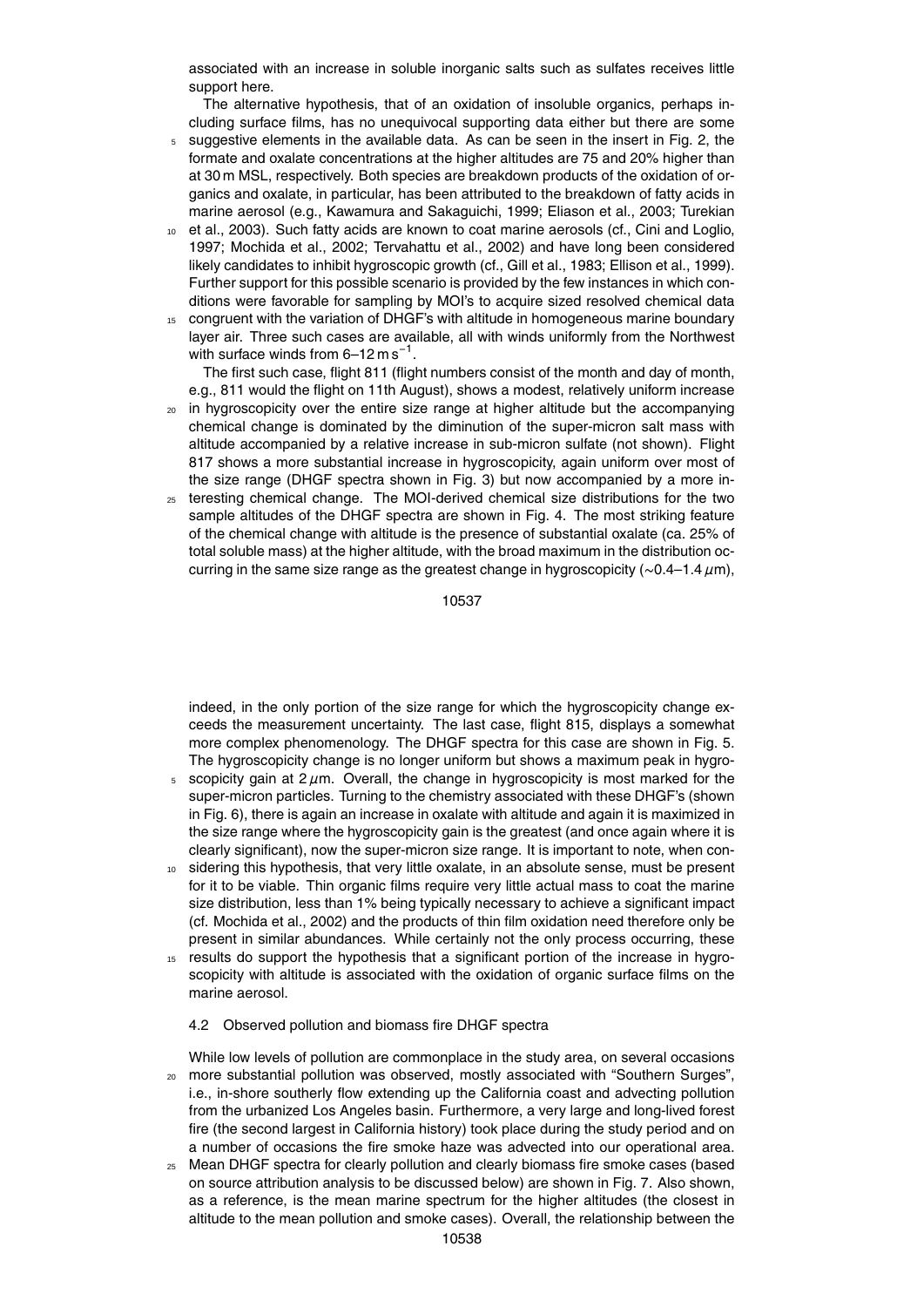associated with an increase in soluble inorganic salts such as sulfates receives little support here.

The alternative hypothesis, that of an oxidation of insoluble organics, perhaps including surface films, has no unequivocal supporting data either but there are some suggestive elements in the available data. As can be seen in the insert in Fig. 2, the formate and oxalate concentrations at the higher altitudes are 75 and 20% higher than at 30 m MSL, respectively. Both species are breakdown products of the oxidation of organics and oxalate, in particular, has been attributed to the breakdown of fatty acids in marine aerosol (e.g., Kawamura and Sakaguichi, 1999; Eliason et al., 2003; Turekian et al., 2003). Such fatty acids are known to coat marine aerosols (cf., Cini and Loglio, 1997; Mochida et al., 2002; Tervahattu et al., 2002) and have long been considered likely candidates to inhibit hygroscopic growth (cf., Gill et al., 1983; Ellison et al., 1999). Further support for this possible scenario is provided by the few instances in which conditions were favorable for sampling by MOI's to acquire sized resolved chemical data congruent with the variation of DHGF's with altitude in homogeneous marine boundary layer air. Three such cases are available, all with winds uniformly from the Northwest with surface winds from 6–12 m $s^{-1}$.

The first such case, flight 811 (flight numbers consist of the month and day of month, e.g., 811 would the flight on 11th August), shows a modest, relatively uniform increase in hygroscopicity over the entire size range at higher altitude but the accompanying chemical change is dominated by the diminution of the super-micron salt mass with altitude accompanied by a relative increase in sub-micron sulfate (not shown). Flight 817 shows a more substantial increase in hygroscopicity, again uniform over most of the size range (DHGF spectra shown in Fig. 3) but now accompanied by a more interesting chemical change. The MOI-derived chemical size distributions for the two sample altitudes of the DHGF spectra are shown in Fig. 4. The most striking feature of the chemical change with altitude is the presence of substantial oxalate (ca. 25% of total soluble mass) at the higher altitude, with the broad maximum in the distribution occurring in the same size range as the greatest change in hygroscopicity (~0.4–1.4 $\mu$m), indeed, in the only portion of the size range for which the hygroscopicity change exceeds the measurement uncertainty. The last case, flight 815, displays a somewhat more complex phenomenology. The DHGF spectra for this case are shown in Fig. 5. The hygroscopicity change is no longer uniform but shows a maximum peak in hygroscopicity gain at 2 $\mu$m. Overall, the change in hygroscopicity is most marked for the super-micron particles. Turning to the chemistry associated with these DHGF's (shown in Fig. 6), there is again an increase in oxalate with altitude and again it is maximized in the size range where the hygroscopicity gain is the greatest (and once again where it is clearly significant), now the super-micron size range. It is important to note, when considering this hypothesis, that very little oxalate, in an absolute sense, must be present for it to be viable. Thin organic films require very little actual mass to coat the marine size distribution, less than 1% being typically necessary to achieve a significant impact (cf. Mochida et al., 2002) and the products of thin film oxidation need therefore only be present in similar abundances. While certainly not the only process occurring, these results do support the hypothesis that a significant portion of the increase in hygroscopicity with altitude is associated with the oxidation of organic surface films on the marine aerosol.

### 4.2 Observed pollution and biomass fire DHGF spectra

While low levels of pollution are commonplace in the study area, on several occasions more substantial pollution was observed, mostly associated with "Southern Surges", i.e., in-shore southerly flow extending up the California coast and advecting pollution from the urbanized Los Angeles basin. Furthermore, a very large and long-lived forest fire (the second largest in California history) took place during the study period and on a number of occasions the fire smoke haze was advected into our operational area. Mean DHGF spectra for clearly pollution and clearly biomass fire smoke cases (based on source attribution analysis to be discussed below) are shown in Fig. 7. Also shown, as a reference, is the mean marine spectrum for the higher altitudes (the closest in altitude to the mean pollution and smoke cases). Overall, the relationship between the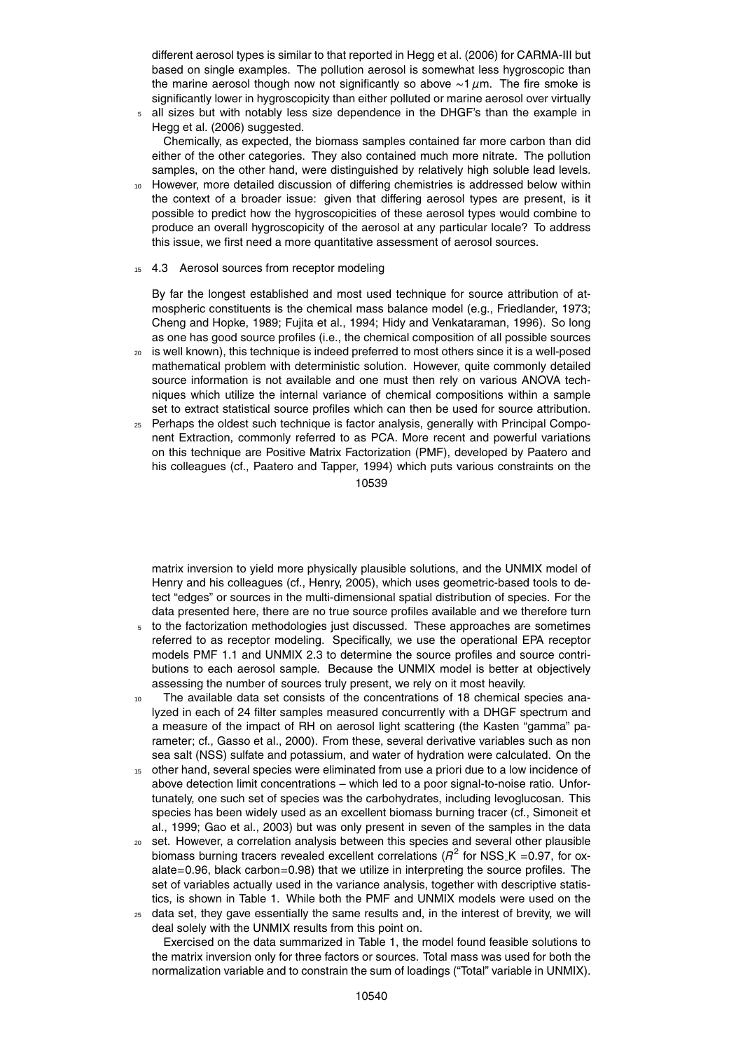different aerosol types is similar to that reported in Hegg et al. (2006) for CARMA-III but based on single examples. The pollution aerosol is somewhat less hygroscopic than the marine aerosol though now not significantly so above ∼1 $\mu$m. The fire smoke is significantly lower in hygroscopicity than either polluted or marine aerosol over virtually all sizes but with notably less size dependence in the DHGF's than the example in Hegg et al. (2006) suggested.

Chemically, as expected, the biomass samples contained far more carbon than did either of the other categories. They also contained much more nitrate. The pollution samples, on the other hand, were distinguished by relatively high soluble lead levels. However, more detailed discussion of differing chemistries is addressed below within the context of a broader issue: given that differing aerosol types are present, is it possible to predict how the hygroscopicities of these aerosol types would combine to produce an overall hygroscopicity of the aerosol at any particular locale? To address this issue, we first need a more quantitative assessment of aerosol sources.

### 4.3 Aerosol sources from receptor modeling

By far the longest established and most used technique for source attribution of atmospheric constituents is the chemical mass balance model (e.g., Friedlander, 1973; Cheng and Hopke, 1989; Fujita et al., 1994; Hidy and Venkataraman, 1996). So long as one has good source profiles (i.e., the chemical composition of all possible sources is well known), this technique is indeed preferred to most others since it is a well-posed mathematical problem with deterministic solution. However, quite commonly detailed source information is not available and one must then rely on various ANOVA techniques which utilize the internal variance of chemical compositions within a sample set to extract statistical source profiles which can then be used for source attribution. Perhaps the oldest such technique is factor analysis, generally with Principal Component Extraction, commonly referred to as PCA. More recent and powerful variations on this technique are Positive Matrix Factorization (PMF), developed by Paatero and his colleagues (cf., Paatero and Tapper, 1994) which puts various constraints on the matrix inversion to yield more physically plausible solutions, and the UNMIX model of Henry and his colleagues (cf., Henry, 2005), which uses geometric-based tools to detect "edges" or sources in the multi-dimensional spatial distribution of species. For the data presented here, there are no true source profiles available and we therefore turn to the factorization methodologies just discussed. These approaches are sometimes referred to as receptor modeling. Specifically, we use the operational EPA receptor models PMF 1.1 and UNMIX 2.3 to determine the source profiles and source contributions to each aerosol sample. Because the UNMIX model is better at objectively assessing the number of sources truly present, we rely on it most heavily.

The available data set consists of the concentrations of 18 chemical species analyzed in each of 24 filter samples measured concurrently with a DHGF spectrum and a measure of the impact of RH on aerosol light scattering (the Kasten "gamma" parameter; cf., Gasso et al., 2000). From these, several derivative variables such as non sea salt (NSS) sulfate and potassium, and water of hydration were calculated. On the other hand, several species were eliminated from use a priori due to a low incidence of above detection limit concentrations – which led to a poor signal-to-noise ratio. Unfortunately, one such set of species was the carbohydrates, including levoglucosan. This species has been widely used as an excellent biomass burning tracer (cf., Simoneit et al., 1999; Gao et al., 2003) but was only present in seven of the samples in the data set. However, a correlation analysis between this species and several other plausible biomass burning tracers revealed excellent correlations ($R^2$ for NSS_K =0.97, for oxalate=0.96, black carbon=0.98) that we utilize in interpreting the source profiles. The set of variables actually used in the variance analysis, together with descriptive statistics, is shown in Table 1. While both the PMF and UNMIX models were used on the data set, they gave essentially the same results and, in the interest of brevity, we will deal solely with the UNMIX results from this point on.

Exercised on the data summarized in Table 1, the model found feasible solutions to the matrix inversion only for three factors or sources. Total mass was used for both the normalization variable and to constrain the sum of loadings ("Total" variable in UNMIX).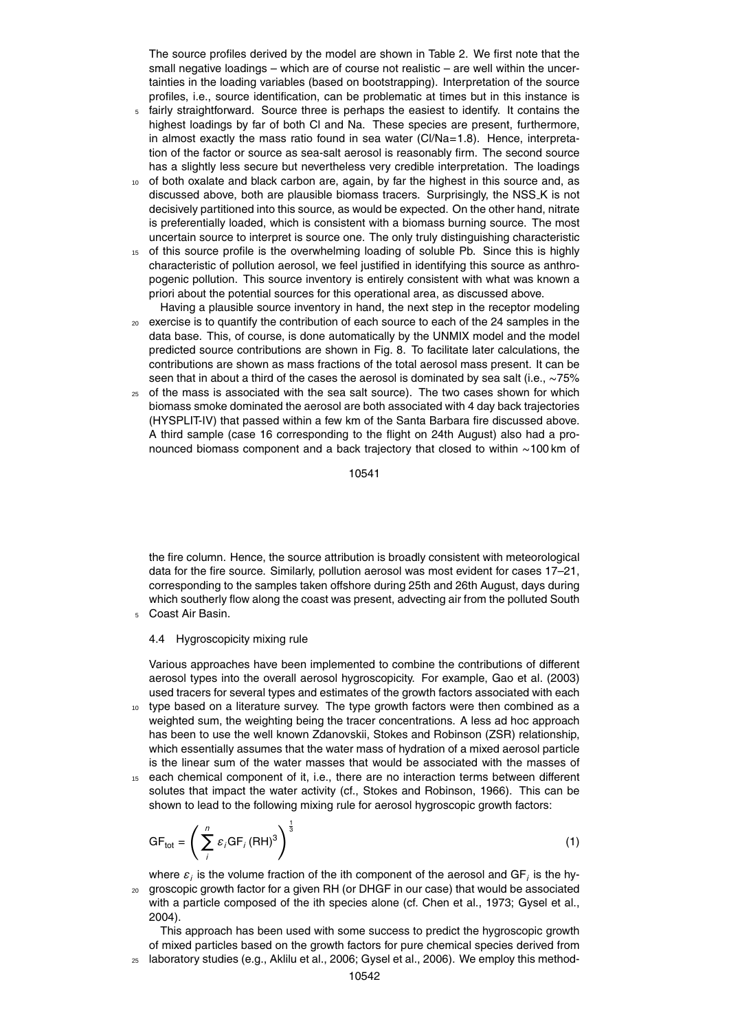The source profiles derived by the model are shown in Table 2. We first note that the small negative loadings – which are of course not realistic – are well within the uncertainties in the loading variables (based on bootstrapping). Interpretation of the source profiles, i.e., source identification, can be problematic at times but in this instance is fairly straightforward. Source three is perhaps the easiest to identify. It contains the highest loadings by far of both Cl and Na. These species are present, furthermore, in almost exactly the mass ratio found in sea water (Cl/Na=1.8). Hence, interpretation of the factor or source as sea-salt aerosol is reasonably firm. The second source has a slightly less secure but nevertheless very credible interpretation. The loadings of both oxalate and black carbon are, again, by far the highest in this source and, as discussed above, both are plausible biomass tracers. Surprisingly, the NSS_K is not decisively partitioned into this source, as would be expected. On the other hand, nitrate is preferentially loaded, which is consistent with a biomass burning source. The most uncertain source to interpret is source one. The only truly distinguishing characteristic of this source profile is the overwhelming loading of soluble Pb. Since this is highly characteristic of pollution aerosol, we feel justified in identifying this source as anthropogenic pollution. This source inventory is entirely consistent with what was known a priori about the potential sources for this operational area, as discussed above.

Having a plausible source inventory in hand, the next step in the receptor modeling exercise is to quantify the contribution of each source to each of the 24 samples in the data base. This, of course, is done automatically by the UNMIX model and the model predicted source contributions are shown in Fig. 8. To facilitate later calculations, the contributions are shown as mass fractions of the total aerosol mass present. It can be seen that in about a third of the cases the aerosol is dominated by sea salt (i.e., ∼75% of the mass is associated with the sea salt source). The two cases shown for which biomass smoke dominated the aerosol are both associated with 4 day back trajectories (HYSPLIT-IV) that passed within a few km of the Santa Barbara fire discussed above. A third sample (case 16 corresponding to the flight on 24th August) also had a pronounced biomass component and a back trajectory that closed to within ∼100 km of the fire column. Hence, the source attribution is broadly consistent with meteorological data for the fire source. Similarly, pollution aerosol was most evident for cases 17–21, corresponding to the samples taken offshore during 25th and 26th August, days during which southerly flow along the coast was present, advecting air from the polluted South Coast Air Basin.

### 4.4 Hygroscopicity mixing rule

Various approaches have been implemented to combine the contributions of different aerosol types into the overall aerosol hygroscopicity. For example, Gao et al. (2003) used tracers for several types and estimates of the growth factors associated with each type based on a literature survey. The type growth factors were then combined as a weighted sum, the weighting being the tracer concentrations. A less ad hoc approach has been to use the well known Zdanovskii, Stokes and Robinson (ZSR) relationship, which essentially assumes that the water mass of hydration of a mixed aerosol particle is the linear sum of the water masses that would be associated with the masses of each chemical component of it, i.e., there are no interaction terms between different solutes that impact the water activity (cf., Stokes and Robinson, 1966). This can be shown to lead to the following mixing rule for aerosol hygroscopic growth factors:

$$\mathrm{GF_{tot}} = \left( \sum_{i}^{n} \varepsilon_i \mathrm{GF}_i \,(\mathrm{RH})^3 \right)^{\frac{1}{3}} \tag{1}$$

where $\varepsilon_i$ is the volume fraction of the ith component of the aerosol and $\mathrm{GF}_i$ is the hygroscopic growth factor for a given RH (or DHGF in our case) that would be associated with a particle composed of the ith species alone (cf. Chen et al., 1973; Gysel et al., 2004).

This approach has been used with some success to predict the hygroscopic growth of mixed particles based on the growth factors for pure chemical species derived from laboratory studies (e.g., Aklilu et al., 2006; Gysel et al., 2006). We employ this method-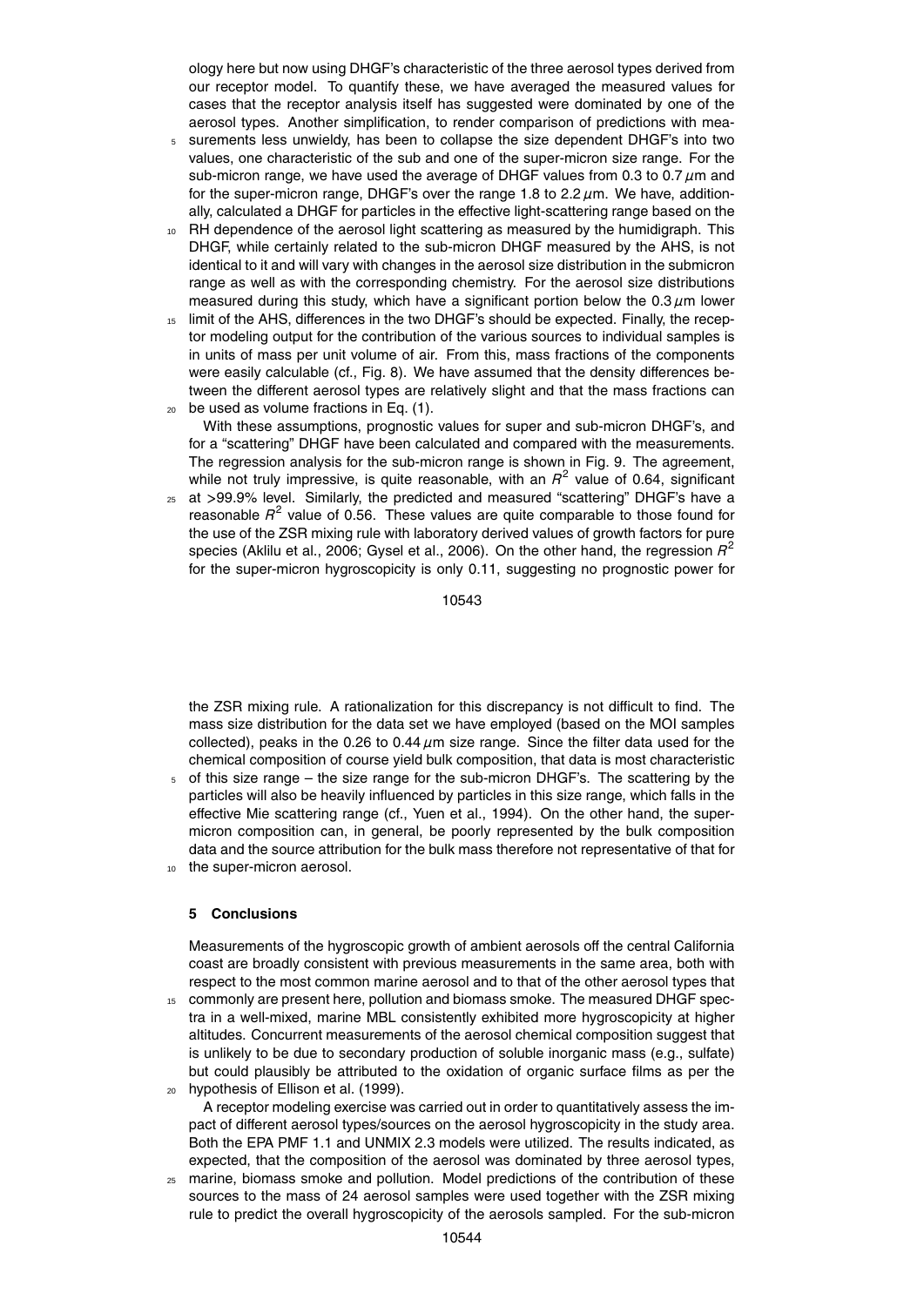ology here but now using DHGF's characteristic of the three aerosol types derived from our receptor model. To quantify these, we have averaged the measured values for cases that the receptor analysis itself has suggested were dominated by one of the aerosol types. Another simplification, to render comparison of predictions with measurements less unwieldy, has been to collapse the size dependent DHGF's into two values, one characteristic of the sub and one of the super-micron size range. For the sub-micron range, we have used the average of DHGF values from 0.3 to 0.7 $\mu$m and for the super-micron range, DHGF's over the range 1.8 to 2.2 $\mu$m. We have, additionally, calculated a DHGF for particles in the effective light-scattering range based on the RH dependence of the aerosol light scattering as measured by the humidigraph. This DHGF, while certainly related to the sub-micron DHGF measured by the AHS, is not identical to it and will vary with changes in the aerosol size distribution in the submicron range as well as with the corresponding chemistry. For the aerosol size distributions measured during this study, which have a significant portion below the 0.3 $\mu$m lower limit of the AHS, differences in the two DHGF's should be expected. Finally, the receptor modeling output for the contribution of the various sources to individual samples is in units of mass per unit volume of air. From this, mass fractions of the components were easily calculable (cf., Fig. 8). We have assumed that the density differences between the different aerosol types are relatively slight and that the mass fractions can be used as volume fractions in Eq. (1).

With these assumptions, prognostic values for super and sub-micron DHGF's, and for a "scattering" DHGF have been calculated and compared with the measurements. The regression analysis for the sub-micron range is shown in Fig. 9. The agreement, while not truly impressive, is quite reasonable, with an $R^2$ value of 0.64, significant at >99.9% level. Similarly, the predicted and measured "scattering" DHGF's have a reasonable $R^2$ value of 0.56. These values are quite comparable to those found for the use of the ZSR mixing rule with laboratory derived values of growth factors for pure species (Aklilu et al., 2006; Gysel et al., 2006). On the other hand, the regression $R^2$ for the super-micron hygroscopicity is only 0.11, suggesting no prognostic power for the ZSR mixing rule. A rationalization for this discrepancy is not difficult to find. The mass size distribution for the data set we have employed (based on the MOI samples collected), peaks in the 0.26 to 0.44 $\mu$m size range. Since the filter data used for the chemical composition of course yield bulk composition, that data is most characteristic of this size range – the size range for the sub-micron DHGF's. The scattering by the particles will also be heavily influenced by particles in this size range, which falls in the effective Mie scattering range (cf., Yuen et al., 1994). On the other hand, the super-micron composition can, in general, be poorly represented by the bulk composition data and the source attribution for the bulk mass therefore not representative of that for the super-micron aerosol.

## 5 Conclusions

Measurements of the hygroscopic growth of ambient aerosols off the central California coast are broadly consistent with previous measurements in the same area, both with respect to the most common marine aerosol and to that of the other aerosol types that commonly are present here, pollution and biomass smoke. The measured DHGF spectra in a well-mixed, marine MBL consistently exhibited more hygroscopicity at higher altitudes. Concurrent measurements of the aerosol chemical composition suggest that is unlikely to be due to secondary production of soluble inorganic mass (e.g., sulfate) but could plausibly be attributed to the oxidation of organic surface films as per the hypothesis of Ellison et al. (1999).

A receptor modeling exercise was carried out in order to quantitatively assess the impact of different aerosol types/sources on the aerosol hygroscopicity in the study area. Both the EPA PMF 1.1 and UNMIX 2.3 models were utilized. The results indicated, as expected, that the composition of the aerosol was dominated by three aerosol types, marine, biomass smoke and pollution. Model predictions of the contribution of these sources to the mass of 24 aerosol samples were used together with the ZSR mixing rule to predict the overall hygroscopicity of the aerosols sampled. For the sub-micron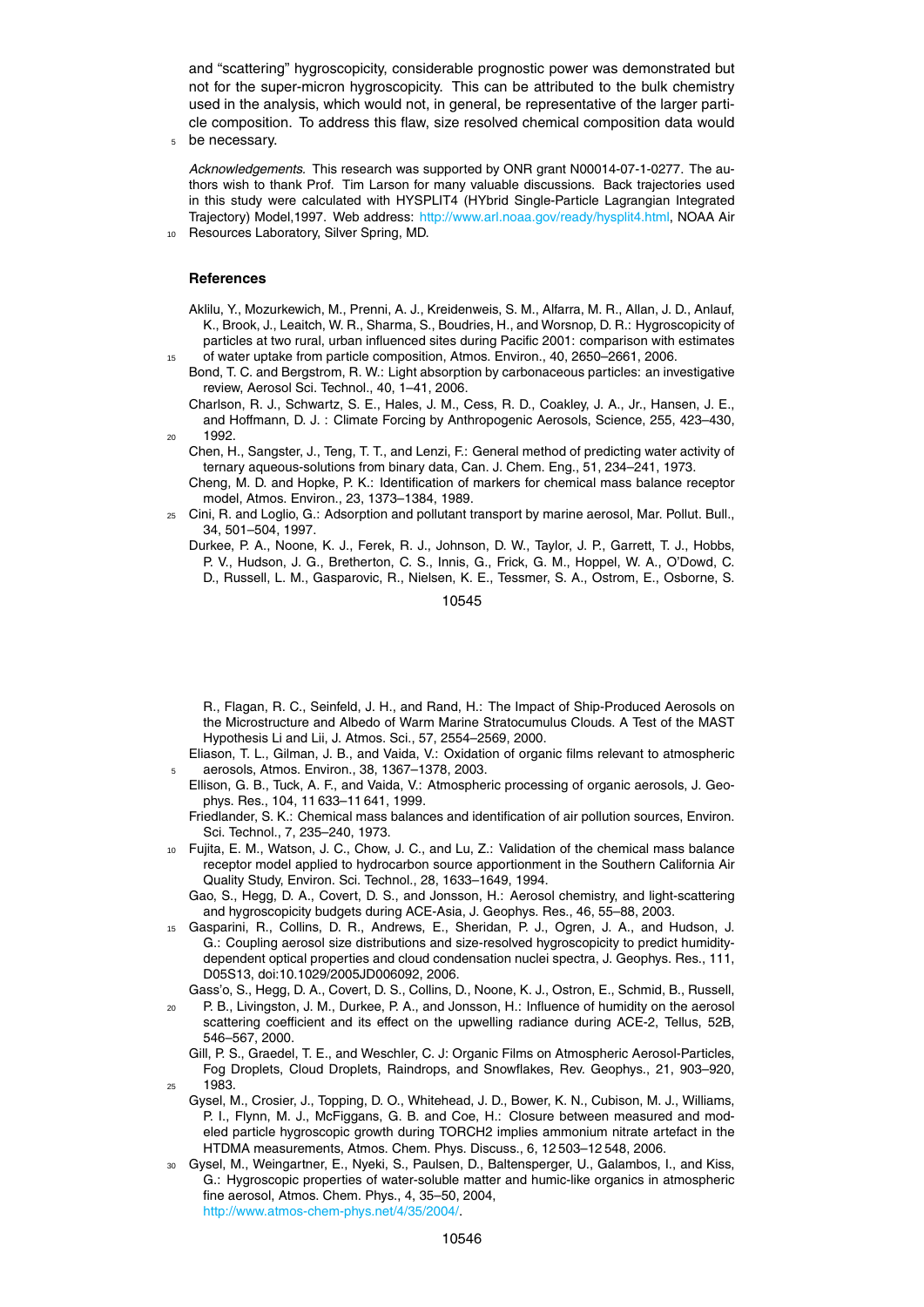and "scattering" hygroscopicity, considerable prognostic power was demonstrated but not for the super-micron hygroscopicity. This can be attributed to the bulk chemistry used in the analysis, which would not, in general, be representative of the larger particle composition. To address this flaw, size resolved chemical composition data would be necessary.

*Acknowledgements.* This research was supported by ONR grant N00014-07-1-0277. The authors wish to thank Prof. Tim Larson for many valuable discussions. Back trajectories used in this study were calculated with HYSPLIT4 (HYbrid Single-Particle Lagrangian Integrated Trajectory) Model,1997. Web address: http://www.arl.noaa.gov/ready/hysplit4.html, NOAA Air Resources Laboratory, Silver Spring, MD.

## References

Aklilu, Y., Mozurkewich, M., Prenni, A. J., Kreidenweis, S. M., Alfarra, M. R., Allan, J. D., Anlauf, K., Brook, J., Leaitch, W. R., Sharma, S., Boudries, H., and Worsnop, D. R.: Hygroscopicity of particles at two rural, urban influenced sites during Pacific 2001: comparison with estimates of water uptake from particle composition, Atmos. Environ., 40, 2650–2661, 2006.

Bond, T. C. and Bergstrom, R. W.: Light absorption by carbonaceous particles: an investigative review, Aerosol Sci. Technol., 40, 1–41, 2006.

Charlson, R. J., Schwartz, S. E., Hales, J. M., Cess, R. D., Coakley, J. A., Jr., Hansen, J. E., and Hoffmann, D. J. : Climate Forcing by Anthropogenic Aerosols, Science, 255, 423–430, 1992.

Chen, H., Sangster, J., Teng, T. T., and Lenzi, F.: General method of predicting water activity of ternary aqueous-solutions from binary data, Can. J. Chem. Eng., 51, 234–241, 1973.

Cheng, M. D. and Hopke, P. K.: Identification of markers for chemical mass balance receptor model, Atmos. Environ., 23, 1373–1384, 1989.

Cini, R. and Loglio, G.: Adsorption and pollutant transport by marine aerosol, Mar. Pollut. Bull., 34, 501–504, 1997.

Durkee, P. A., Noone, K. J., Ferek, R. J., Johnson, D. W., Taylor, J. P., Garrett, T. J., Hobbs, P. V., Hudson, J. G., Bretherton, C. S., Innis, G., Frick, G. M., Hoppel, W. A., O'Dowd, C. D., Russell, L. M., Gasparovic, R., Nielsen, K. E., Tessmer, S. A., Ostrom, E., Osborne, S. R., Flagan, R. C., Seinfeld, J. H., and Rand, H.: The Impact of Ship-Produced Aerosols on the Microstructure and Albedo of Warm Marine Stratocumulus Clouds. A Test of the MAST Hypothesis Li and Lii, J. Atmos. Sci., 57, 2554–2569, 2000.

Eliason, T. L., Gilman, J. B., and Vaida, V.: Oxidation of organic films relevant to atmospheric aerosols, Atmos. Environ., 38, 1367–1378, 2003.

Ellison, G. B., Tuck, A. F., and Vaida, V.: Atmospheric processing of organic aerosols, J. Geophys. Res., 104, 11 633–11 641, 1999.

Friedlander, S. K.: Chemical mass balances and identification of air pollution sources, Environ. Sci. Technol., 7, 235–240, 1973.

Fujita, E. M., Watson, J. C., Chow, J. C., and Lu, Z.: Validation of the chemical mass balance receptor model applied to hydrocarbon source apportionment in the Southern California Air Quality Study, Environ. Sci. Technol., 28, 1633–1649, 1994.

Gao, S., Hegg, D. A., Covert, D. S., and Jonsson, H.: Aerosol chemistry, and light-scattering and hygroscopicity budgets during ACE-Asia, J. Geophys. Res., 46, 55–88, 2003.

Gasparini, R., Collins, D. R., Andrews, E., Sheridan, P. J., Ogren, J. A., and Hudson, J. G.: Coupling aerosol size distributions and size-resolved hygroscopicity to predict humidity-dependent optical properties and cloud condensation nuclei spectra, J. Geophys. Res., 111, D05S13, doi:10.1029/2005JD006092, 2006.

Gass'o, S., Hegg, D. A., Covert, D. S., Collins, D., Noone, K. J., Ostron, E., Schmid, B., Russell, P. B., Livingston, J. M., Durkee, P. A., and Jonsson, H.: Influence of humidity on the aerosol scattering coefficient and its effect on the upwelling radiance during ACE-2, Tellus, 52B, 546–567, 2000.

Gill, P. S., Graedel, T. E., and Weschler, C. J: Organic Films on Atmospheric Aerosol-Particles, Fog Droplets, Cloud Droplets, Raindrops, and Snowflakes, Rev. Geophys., 21, 903–920, 1983.

Gysel, M., Crosier, J., Topping, D. O., Whitehead, J. D., Bower, K. N., Cubison, M. J., Williams, P. I., Flynn, M. J., McFiggans, G. B. and Coe, H.: Closure between measured and modeled particle hygroscopic growth during TORCH2 implies ammonium nitrate artefact in the HTDMA measurements, Atmos. Chem. Phys. Discuss., 6, 12 503–12 548, 2006.

Gysel, M., Weingartner, E., Nyeki, S., Paulsen, D., Baltensperger, U., Galambos, I., and Kiss, G.: Hygroscopic properties of water-soluble matter and humic-like organics in atmospheric fine aerosol, Atmos. Chem. Phys., 4, 35–50, 2004, http://www.atmos-chem-phys.net/4/35/2004/.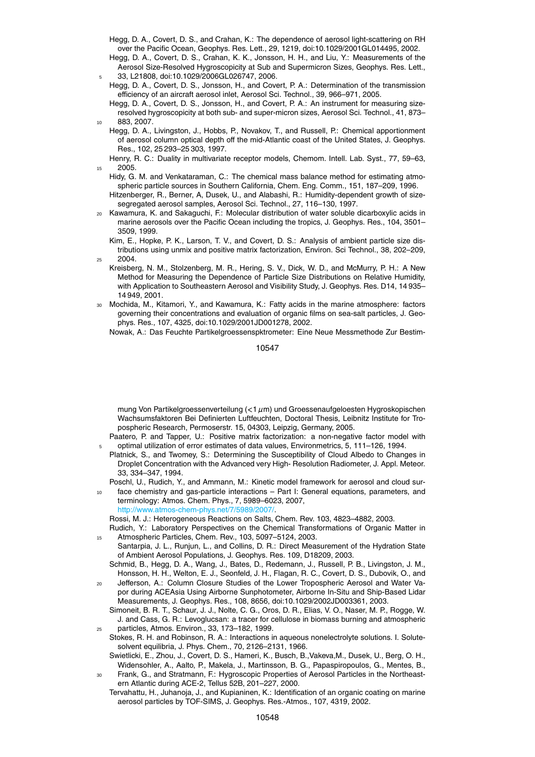Hegg, D. A., Covert, D. S., and Crahan, K.: The dependence of aerosol light-scattering on RH over the Pacific Ocean, Geophys. Res. Lett., 29, 1219, doi:10.1029/2001GL014495, 2002.

Hegg, D. A., Covert, D. S., Crahan, K. K., Jonsson, H. H., and Liu, Y.: Measurements of the Aerosol Size-Resolved Hygroscopicity at Sub and Supermicron Sizes, Geophys. Res. Lett., 33, L21808, doi:10.1029/2006GL026747, 2006.

Hegg, D. A., Covert, D. S., Jonsson, H., and Covert, P. A.: Determination of the transmission efficiency of an aircraft aerosol inlet, Aerosol Sci. Technol., 39, 966–971, 2005.

Hegg, D. A., Covert, D. S., Jonsson, H., and Covert, P. A.: An instrument for measuring size-resolved hygroscopicity at both sub- and super-micron sizes, Aerosol Sci. Technol., 41, 873–883, 2007.

Hegg, D. A., Livingston, J., Hobbs, P., Novakov, T., and Russell, P.: Chemical apportionment of aerosol column optical depth off the mid-Atlantic coast of the United States, J. Geophys. Res., 102, 25 293–25 303, 1997.

Henry, R. C.: Duality in multivariate receptor models, Chemom. Intell. Lab. Syst., 77, 59–63, 2005.

Hidy, G. M. and Venkataraman, C.: The chemical mass balance method for estimating atmospheric particle sources in Southern California, Chem. Eng. Comm., 151, 187–209, 1996.

Hitzenberger, R., Berner, A, Dusek, U., and Alabashi, R.: Humidity-dependent growth of size-segregated aerosol samples, Aerosol Sci. Technol., 27, 116–130, 1997.

Kawamura, K. and Sakaguchi, F.: Molecular distribution of water soluble dicarboxylic acids in marine aerosols over the Pacific Ocean including the tropics, J. Geophys. Res., 104, 3501–3509, 1999.

Kim, E., Hopke, P. K., Larson, T. V., and Covert, D. S.: Analysis of ambient particle size distributions using unmix and positive matrix factorization, Environ. Sci Technol., 38, 202–209, 2004.

Kreisberg, N. M., Stolzenberg, M. R., Hering, S. V., Dick, W. D., and McMurry, P. H.: A New Method for Measuring the Dependence of Particle Size Distributions on Relative Humidity, with Application to Southeastern Aerosol and Visibility Study, J. Geophys. Res. D14, 14 935–14 949, 2001.

Mochida, M., Kitamori, Y., and Kawamura, K.: Fatty acids in the marine atmosphere: factors governing their concentrations and evaluation of organic films on sea-salt particles, J. Geophys. Res., 107, 4325, doi:10.1029/2001JD001278, 2002.

Nowak, A.: Das Feuchte Partikelgroessenspktrometer: Eine Neue Messmethode Zur Bestimmung Von Partikelgroessenverteilung (<1 $\mu$m) und Groessenaufgeloesten Hygroskopischen Wachsumsfaktoren Bei Definierten Luftfeuchten, Doctoral Thesis, Leibnitz Institute for Tropospheric Research, Permoserstr. 15, 04303, Leipzig, Germany, 2005.

Paatero, P. and Tapper, U.: Positive matrix factorization: a non-negative factor model with optimal utilization of error estimates of data values, Environmetrics, 5, 111–126, 1994.

Platnick, S., and Twomey, S.: Determining the Susceptibility of Cloud Albedo to Changes in Droplet Concentration with the Advanced very High- Resolution Radiometer, J. Appl. Meteor. 33, 334–347, 1994.

Poschl, U., Rudich, Y., and Ammann, M.: Kinetic model framework for aerosol and cloud surface chemistry and gas-particle interactions – Part I: General equations, parameters, and terminology: Atmos. Chem. Phys., 7, 5989–6023, 2007, http://www.atmos-chem-phys.net/7/5989/2007/.

Rossi, M. J.: Heterogeneous Reactions on Salts, Chem. Rev. 103, 4823–4882, 2003.

Rudich, Y.: Laboratory Perspectives on the Chemical Transformations of Organic Matter in Atmospheric Particles, Chem. Rev., 103, 5097–5124, 2003.

Santarpia, J. L., Runjun, L., and Collins, D. R.: Direct Measurement of the Hydration State of Ambient Aerosol Populations, J. Geophys. Res. 109, D18209, 2003.

Schmid, B., Hegg, D. A., Wang, J., Bates, D., Redemann, J., Russell, P. B., Livingston, J. M., Honsson, H. H., Welton, E. J., Seonfeld, J. H., Flagan, R. C., Covert, D. S., Dubovik, O., and Jefferson, A.: Column Closure Studies of the Lower Tropospheric Aerosol and Water Vapor during ACEAsia Using Airborne Sunphotometer, Airborne In-Situ and Ship-Based Lidar Measurements, J. Geophys. Res., 108, 8656, doi:10.1029/2002JD003361, 2003.

Simoneit, B. R. T., Schaur, J. J., Nolte, C. G., Oros, D. R., Elias, V. O., Naser, M. P., Rogge, W. J. and Cass, G. R.: Levoglucsan: a tracer for cellulose in biomass burning and atmospheric particles, Atmos. Environ., 33, 173–182, 1999.

Stokes, R. H. and Robinson, R. A.: Interactions in aqueous nonelectrolyte solutions. I. Solute-solvent equilibria, J. Phys. Chem., 70, 2126–2131, 1966.

Swietlicki, E., Zhou, J., Covert, D. S., Hameri, K., Busch, B.,Vakeva,M., Dusek, U., Berg, O. H., Widensohler, A., Aalto, P., Makela, J., Martinsson, B. G., Papaspiropoulos, G., Mentes, B., Frank, G., and Stratmann, F.: Hygroscopic Properties of Aerosol Particles in the Northeastern Atlantic during ACE-2, Tellus 52B, 201–227, 2000.

Tervahattu, H., Juhanoja, J., and Kupianinen, K.: Identification of an organic coating on marine aerosol particles by TOF-SIMS, J. Geophys. Res.-Atmos., 107, 4319, 2002.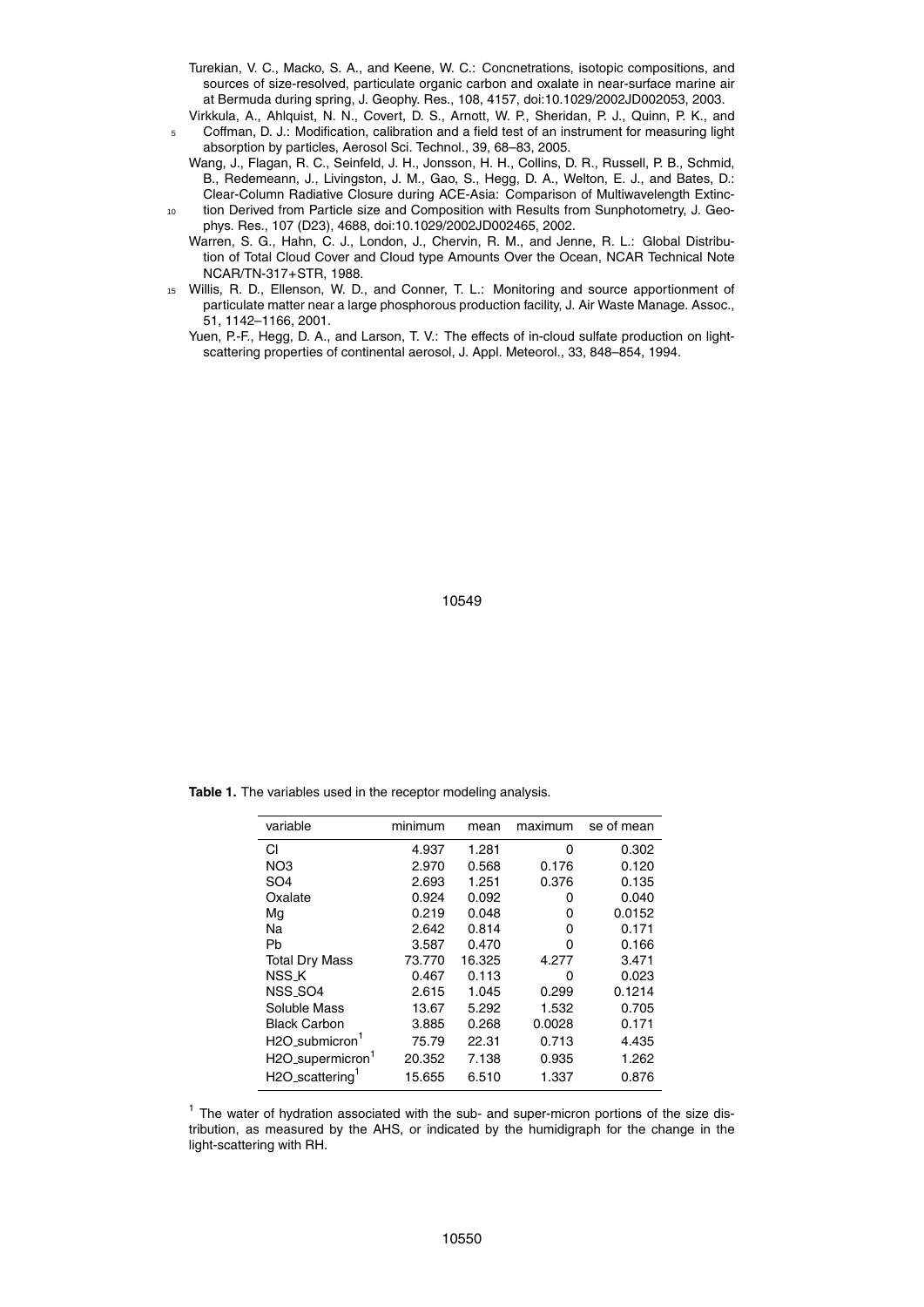Turekian, V. C., Macko, S. A., and Keene, W. C.: Concnetrations, isotopic compositions, and sources of size-resolved, particulate organic carbon and oxalate in near-surface marine air at Bermuda during spring, J. Geophy. Res., 108, 4157, doi:10.1029/2002JD002053, 2003.

Virkkula, A., Ahlquist, N. N., Covert, D. S., Arnott, W. P., Sheridan, P. J., Quinn, P. K., and Coffman, D. J.: Modification, calibration and a field test of an instrument for measuring light absorption by particles, Aerosol Sci. Technol., 39, 68–83, 2005.

Wang, J., Flagan, R. C., Seinfeld, J. H., Jonsson, H. H., Collins, D. R., Russell, P. B., Schmid, B., Redemeann, J., Livingston, J. M., Gao, S., Hegg, D. A., Welton, E. J., and Bates, D.: Clear-Column Radiative Closure during ACE-Asia: Comparison of Multiwavelength Extinction Derived from Particle size and Composition with Results from Sunphotometry, J. Geophys. Res., 107 (D23), 4688, doi:10.1029/2002JD002465, 2002.

Warren, S. G., Hahn, C. J., London, J., Chervin, R. M., and Jenne, R. L.: Global Distribution of Total Cloud Cover and Cloud type Amounts Over the Ocean, NCAR Technical Note NCAR/TN-317+STR, 1988.

Willis, R. D., Ellenson, W. D., and Conner, T. L.: Monitoring and source apportionment of particulate matter near a large phosphorous production facility, J. Air Waste Manage. Assoc., 51, 1142–1166, 2001.

Yuen, P.-F., Hegg, D. A., and Larson, T. V.: The effects of in-cloud sulfate production on light-scattering properties of continental aerosol, J. Appl. Meteorol., 33, 848–854, 1994.

**Table 1.** The variables used in the receptor modeling analysis.

| variable | minimum | mean | maximum | se of mean |
|---|---|---|---|---|
| Cl | 4.937 | 1.281 | 0 | 0.302 |
| NO3 | 2.970 | 0.568 | 0.176 | 0.120 |
| SO4 | 2.693 | 1.251 | 0.376 | 0.135 |
| Oxalate | 0.924 | 0.092 | 0 | 0.040 |
| Mg | 0.219 | 0.048 | 0 | 0.0152 |
| Na | 2.642 | 0.814 | 0 | 0.171 |
| Pb | 3.587 | 0.470 | 0 | 0.166 |
| Total Dry Mass | 73.770 | 16.325 | 4.277 | 3.471 |
| NSS_K | 0.467 | 0.113 | 0 | 0.023 |
| NSS_SO4 | 2.615 | 1.045 | 0.299 | 0.1214 |
| Soluble Mass | 13.67 | 5.292 | 1.532 | 0.705 |
| Black Carbon | 3.885 | 0.268 | 0.0028 | 0.171 |
| H2O_submicron[1] | 75.79 | 22.31 | 0.713 | 4.435 |
| H2O_supermicron[1] | 20.352 | 7.138 | 0.935 | 1.262 |
| H2O_scattering[1] | 15.655 | 6.510 | 1.337 | 0.876 |

[1] The water of hydration associated with the sub- and super-micron portions of the size distribution, as measured by the AHS, or indicated by the humidigraph for the change in the light-scattering with RH.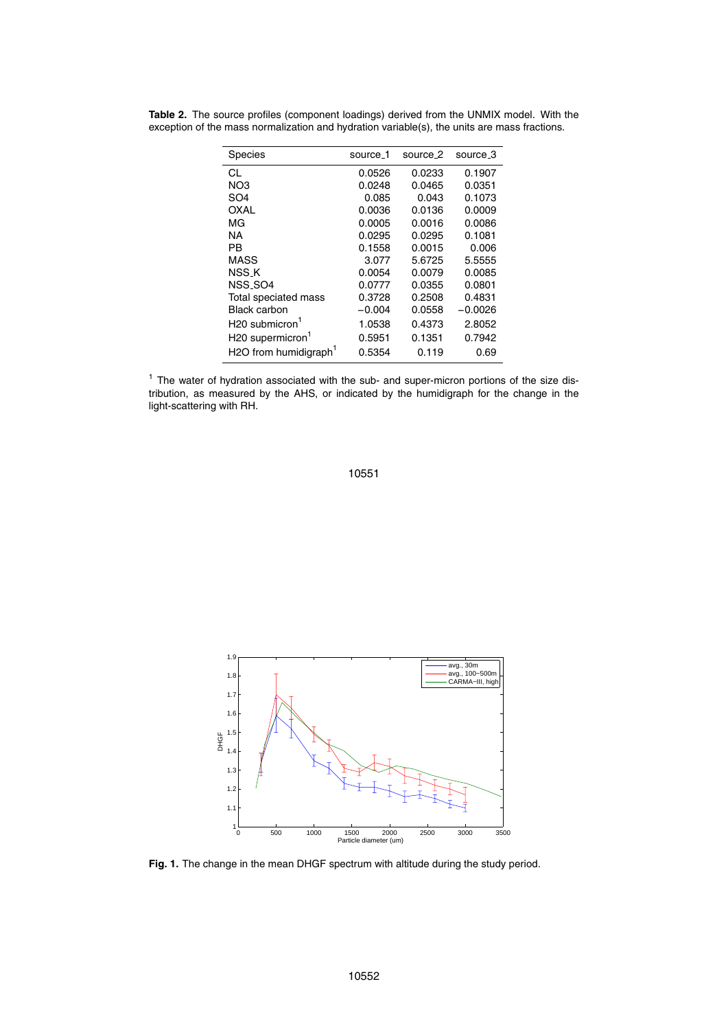**Table 2.** The source profiles (component loadings) derived from the UNMIX model. With the exception of the mass normalization and hydration variable(s), the units are mass fractions.

| Species | source_1 | source_2 | source_3 |
|---|---|---|---|
| CL | 0.0526 | 0.0233 | 0.1907 |
| NO3 | 0.0248 | 0.0465 | 0.0351 |
| SO4 | 0.085 | 0.043 | 0.1073 |
| OXAL | 0.0036 | 0.0136 | 0.0009 |
| MG | 0.0005 | 0.0016 | 0.0086 |
| NA | 0.0295 | 0.0295 | 0.1081 |
| PB | 0.1558 | 0.0015 | 0.006 |
| MASS | 3.077 | 5.6725 | 5.5555 |
| NSS_K | 0.0054 | 0.0079 | 0.0085 |
| NSS_SO4 | 0.0777 | 0.0355 | 0.0801 |
| Total speciated mass | 0.3728 | 0.2508 | 0.4831 |
| Black carbon | −0.004 | 0.0558 | −0.0026 |
| H20 submicron[1] | 1.0538 | 0.4373 | 2.8052 |
| H20 supermicron[1] | 0.5951 | 0.1351 | 0.7942 |
| H2O from humidigraph[1] | 0.5354 | 0.119 | 0.69 |

[1] The water of hydration associated with the sub- and super-micron portions of the size distribution, as measured by the AHS, or indicated by the humidigraph for the change in the light-scattering with RH.

**Fig. 1.** The change in the mean DHGF spectrum with altitude during the study period.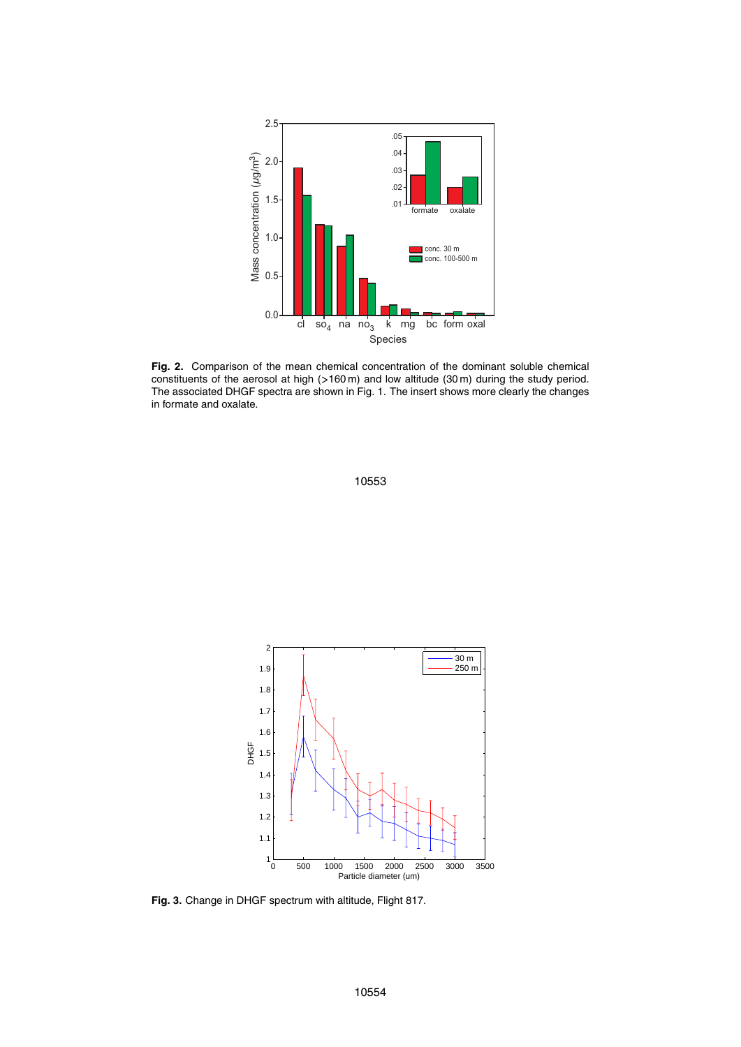2.5
2.0
1.5
1.0
0.5
0.0

Mass concentration ($\mu g/m^3$)

cl so$_4$ na no$_3$ k mg bc form oxal

Species

.05
.04
.03
.02
.01

formate oxalate

conc. 30 m
conc. 100-500 m

**Fig. 2.** Comparison of the mean chemical concentration of the dominant soluble chemical constituents of the aerosol at high (>160 m) and low altitude (30 m) during the study period. The associated DHGF spectra are shown in Fig. 1. The insert shows more clearly the changes in formate and oxalate.

2
1.9
1.8
1.7
1.6
1.5
1.4
1.3
1.2
1.1
1

DHGF

0 500 1000 1500 2000 2500 3000 3500

Particle diameter (um)

30 m
250 m

**Fig. 3.** Change in DHGF spectrum with altitude, Flight 817.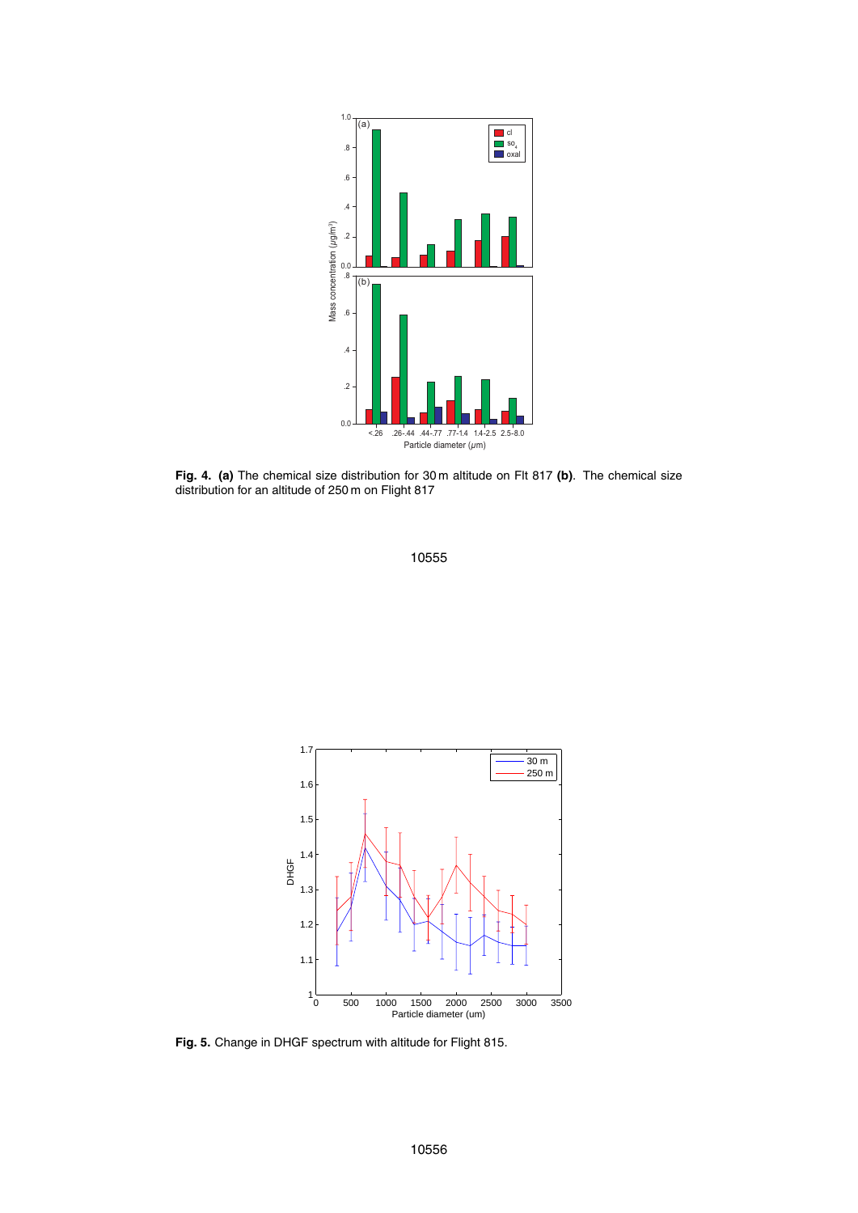(a)

cl
so4
oxal

1.0
.8
.6
.4
.2
0.0

Mass concentration (μg/m³)

(b)

.8
.6
.4
.2
0.0

<.26 .26-.44 .44-.77 .77-1.4 1.4-2.5 2.5-8.0

Particle diameter (μm)

**Fig. 4.** **(a)** The chemical size distribution for 30 m altitude on Flt 817 **(b)**. The chemical size distribution for an altitude of 250 m on Flight 817

30 m
250 m

1.7
1.6
1.5
1.4
1.3
1.2
1.1
1

DHGF

0 500 1000 1500 2000 2500 3000 3500

Particle diameter (um)

**Fig. 5.** Change in DHGF spectrum with altitude for Flight 815.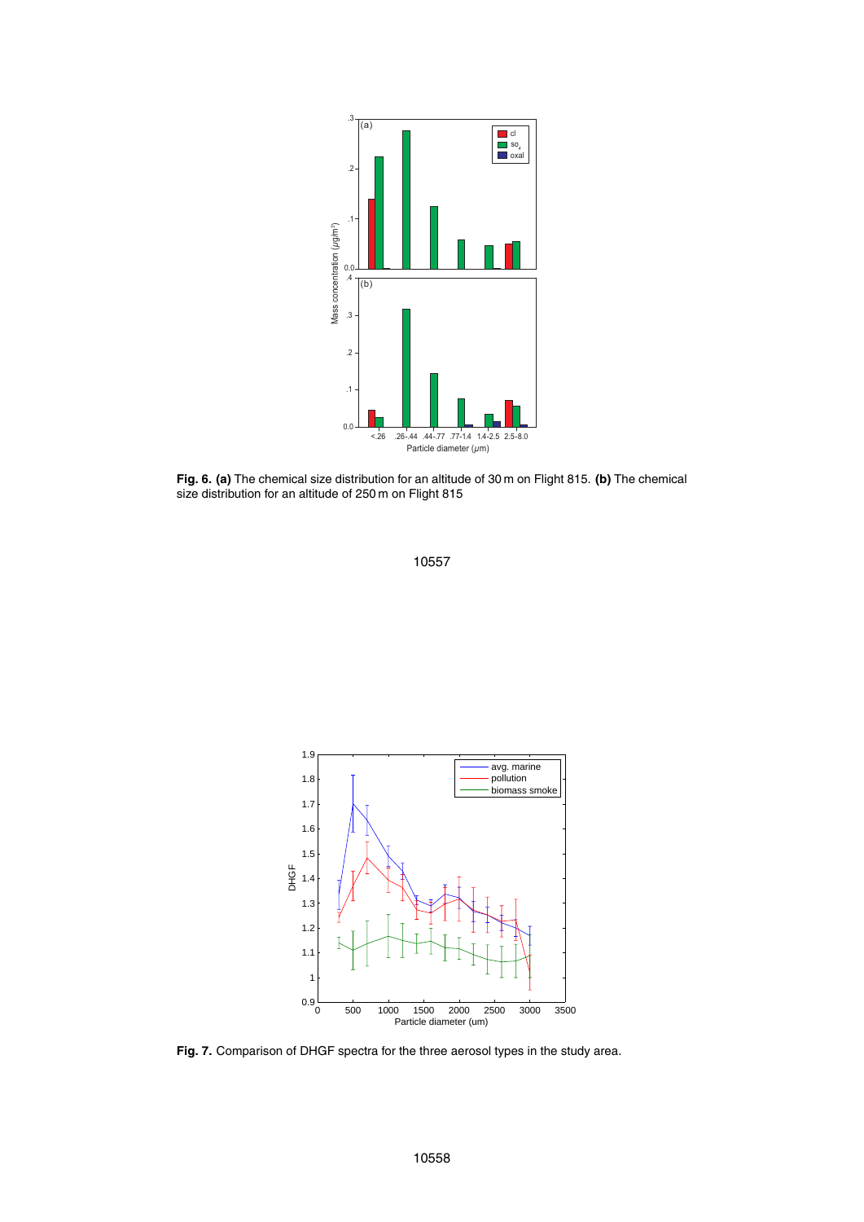(a)

cl

$so_4$

oxal

.3

.2

.1

0.0

(b)

.4

.3

.2

.1

0.0

Mass concentration ($\mu g/m^3$)

<.26 .26-.44 .44-.77 .77-1.4 1.4-2.5 2.5-8.0

Particle diameter ($\mu$m)

**Fig. 6. (a)** The chemical size distribution for an altitude of 30 m on Flight 815. **(b)** The chemical size distribution for an altitude of 250 m on Flight 815

avg. marine

pollution

biomass smoke

DHGF

1.9

1.8

1.7

1.6

1.5

1.4

1.3

1.2

1.1

1

0.9

0 500 1000 1500 2000 2500 3000 3500

Particle diameter (um)

**Fig. 7.** Comparison of DHGF spectra for the three aerosol types in the study area.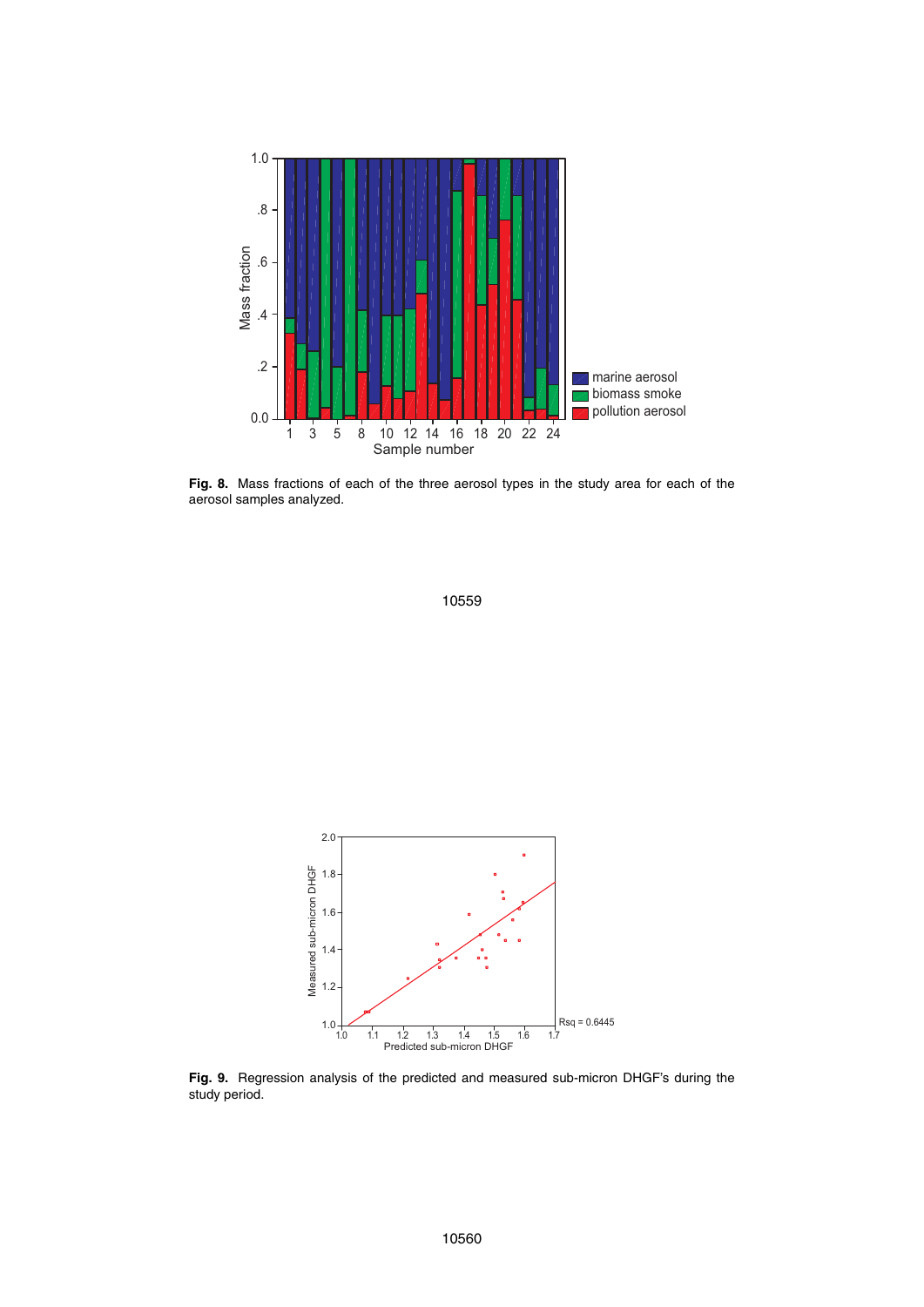1.0
.8
.6
.4
.2
0.0

Mass fraction

1 3 5 8 10 12 14 16 18 20 22 24

Sample number

marine aerosol
biomass smoke
pollution aerosol

**Fig. 8.** Mass fractions of each of the three aerosol types in the study area for each of the aerosol samples analyzed.

2.0
1.8
1.6
1.4
1.2
1.0

Measured sub-micron DHGF

1.0 1.1 1.2 1.3 1.4 1.5 1.6 1.7

Predicted sub-micron DHGF

Rsq = 0.6445

**Fig. 9.** Regression analysis of the predicted and measured sub-micron DHGF's during the study period.